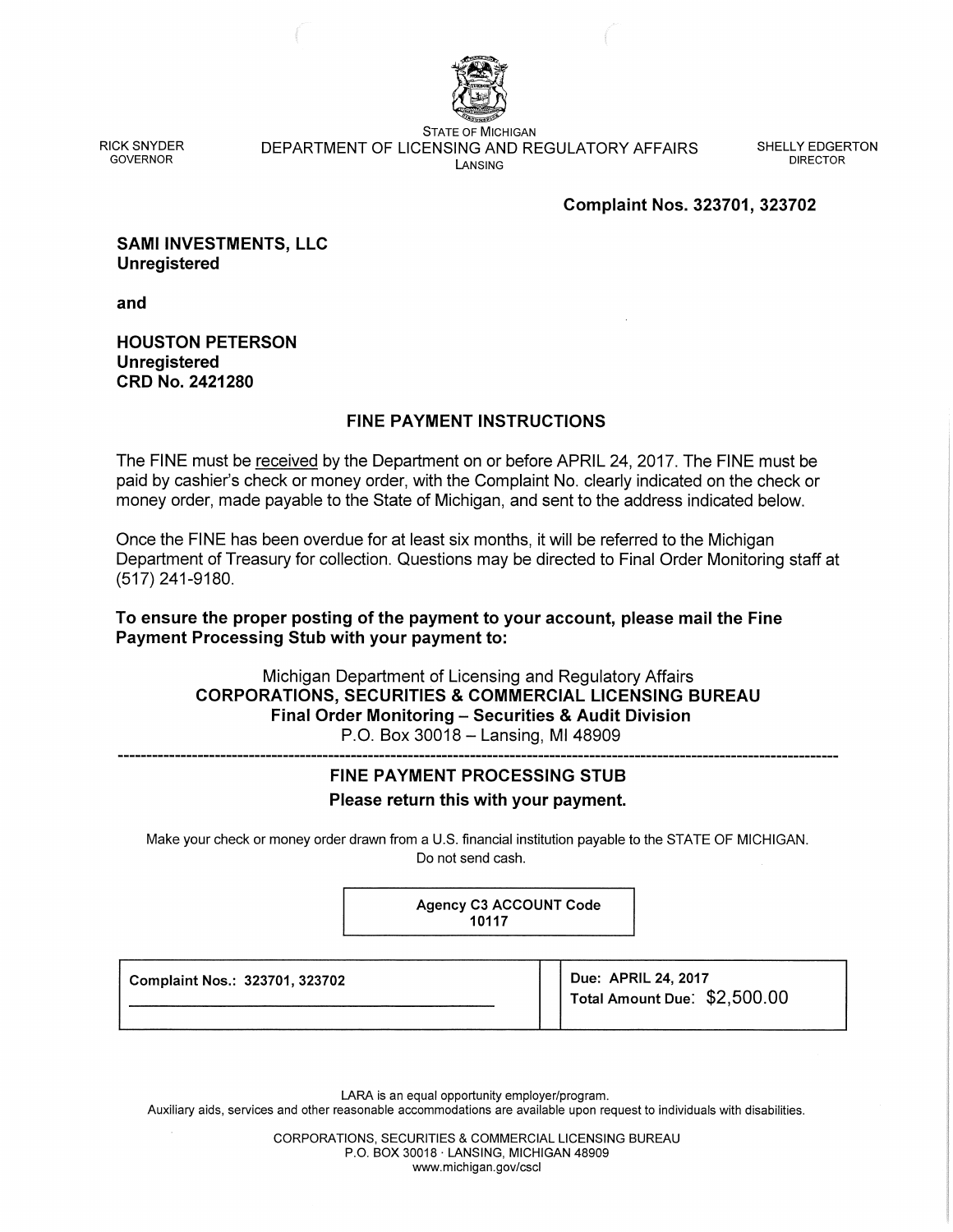RICK SNYDER
GOVERNOR

STATE OF MICHIGAN
DEPARTMENT OF LICENSING AND REGULATORY AFFAIRS
LANSING

SHELLY EDGERTON
DIRECTOR

**Complaint Nos. 323701, 323702**

**SAMI INVESTMENTS, LLC**
**Unregistered**

**and**

**HOUSTON PETERSON**
**Unregistered**
**CRD No. 2421280**

## FINE PAYMENT INSTRUCTIONS

The FINE must be received by the Department on or before APRIL 24, 2017. The FINE must be paid by cashier's check or money order, with the Complaint No. clearly indicated on the check or money order, made payable to the State of Michigan, and sent to the address indicated below.

Once the FINE has been overdue for at least six months, it will be referred to the Michigan Department of Treasury for collection. Questions may be directed to Final Order Monitoring staff at (517) 241-9180.

**To ensure the proper posting of the payment to your account, please mail the Fine Payment Processing Stub with your payment to:**

Michigan Department of Licensing and Regulatory Affairs
**CORPORATIONS, SECURITIES & COMMERCIAL LICENSING BUREAU**
**Final Order Monitoring – Securities & Audit Division**
P.O. Box 30018 – Lansing, MI 48909

---

## FINE PAYMENT PROCESSING STUB

**Please return this with your payment.**

Make your check or money order drawn from a U.S. financial institution payable to the STATE OF MICHIGAN.
Do not send cash.

**Agency C3 ACCOUNT Code**
**10117**

| Complaint Nos.: 323701, 323702 | Due: APRIL 24, 2017<br>Total Amount Due: $2,500.00 |
| --- | --- |

LARA is an equal opportunity employer/program.
Auxiliary aids, services and other reasonable accommodations are available upon request to individuals with disabilities.

CORPORATIONS, SECURITIES & COMMERCIAL LICENSING BUREAU
P.O. BOX 30018 · LANSING, MICHIGAN 48909
www.michigan.gov/cscl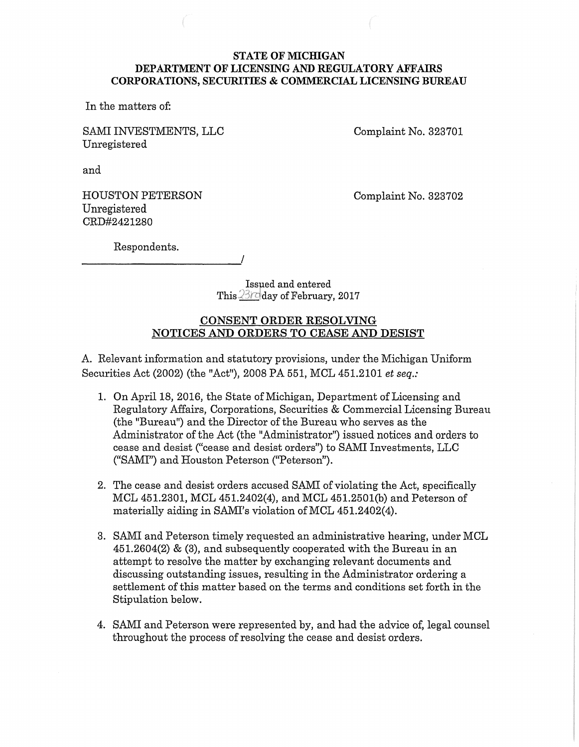**STATE OF MICHIGAN**
**DEPARTMENT OF LICENSING AND REGULATORY AFFAIRS**
**CORPORATIONS, SECURITIES & COMMERCIAL LICENSING BUREAU**

In the matters of:

SAMI INVESTMENTS, LLC
Unregistered

Complaint No. 323701

and

HOUSTON PETERSON
Unregistered
CRD#2421280

Complaint No. 323702

Respondents.
\_\_\_\_\_\_\_\_\_\_\_\_\_\_\_\_\_\_\_\_\_\_\_\_\_\_\_\_\_/

Issued and entered
This 23rd day of February, 2017

**CONSENT ORDER RESOLVING**
**NOTICES AND ORDERS TO CEASE AND DESIST**

A. Relevant information and statutory provisions, under the Michigan Uniform Securities Act (2002) (the "Act"), 2008 PA 551, MCL 451.2101 *et seq.*:

1. On April 18, 2016, the State of Michigan, Department of Licensing and Regulatory Affairs, Corporations, Securities & Commercial Licensing Bureau (the "Bureau") and the Director of the Bureau who serves as the Administrator of the Act (the "Administrator") issued notices and orders to cease and desist ("cease and desist orders") to SAMI Investments, LLC ("SAMI") and Houston Peterson ("Peterson").

2. The cease and desist orders accused SAMI of violating the Act, specifically MCL 451.2301, MCL 451.2402(4), and MCL 451.2501(b) and Peterson of materially aiding in SAMI's violation of MCL 451.2402(4).

3. SAMI and Peterson timely requested an administrative hearing, under MCL 451.2604(2) & (3), and subsequently cooperated with the Bureau in an attempt to resolve the matter by exchanging relevant documents and discussing outstanding issues, resulting in the Administrator ordering a settlement of this matter based on the terms and conditions set forth in the Stipulation below.

4. SAMI and Peterson were represented by, and had the advice of, legal counsel throughout the process of resolving the cease and desist orders.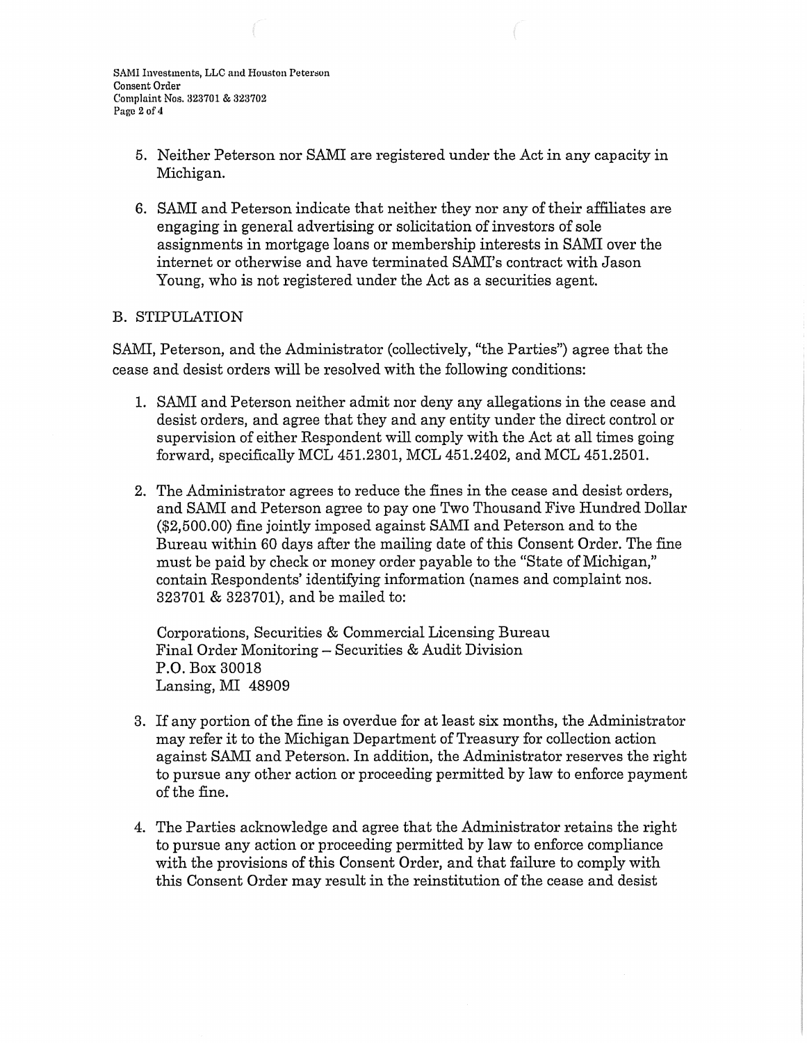5. Neither Peterson nor SAMI are registered under the Act in any capacity in Michigan.

6. SAMI and Peterson indicate that neither they nor any of their affiliates are engaging in general advertising or solicitation of investors of sole assignments in mortgage loans or membership interests in SAMI over the internet or otherwise and have terminated SAMI's contract with Jason Young, who is not registered under the Act as a securities agent.

B. STIPULATION

SAMI, Peterson, and the Administrator (collectively, "the Parties") agree that the cease and desist orders will be resolved with the following conditions:

1. SAMI and Peterson neither admit nor deny any allegations in the cease and desist orders, and agree that they and any entity under the direct control or supervision of either Respondent will comply with the Act at all times going forward, specifically MCL 451.2301, MCL 451.2402, and MCL 451.2501.

2. The Administrator agrees to reduce the fines in the cease and desist orders, and SAMI and Peterson agree to pay one Two Thousand Five Hundred Dollar ($2,500.00) fine jointly imposed against SAMI and Peterson and to the Bureau within 60 days after the mailing date of this Consent Order. The fine must be paid by check or money order payable to the "State of Michigan," contain Respondents' identifying information (names and complaint nos. 323701 & 323701), and be mailed to:

   Corporations, Securities & Commercial Licensing Bureau
   Final Order Monitoring – Securities & Audit Division
   P.O. Box 30018
   Lansing, MI 48909

3. If any portion of the fine is overdue for at least six months, the Administrator may refer it to the Michigan Department of Treasury for collection action against SAMI and Peterson. In addition, the Administrator reserves the right to pursue any other action or proceeding permitted by law to enforce payment of the fine.

4. The Parties acknowledge and agree that the Administrator retains the right to pursue any action or proceeding permitted by law to enforce compliance with the provisions of this Consent Order, and that failure to comply with this Consent Order may result in the reinstitution of the cease and desist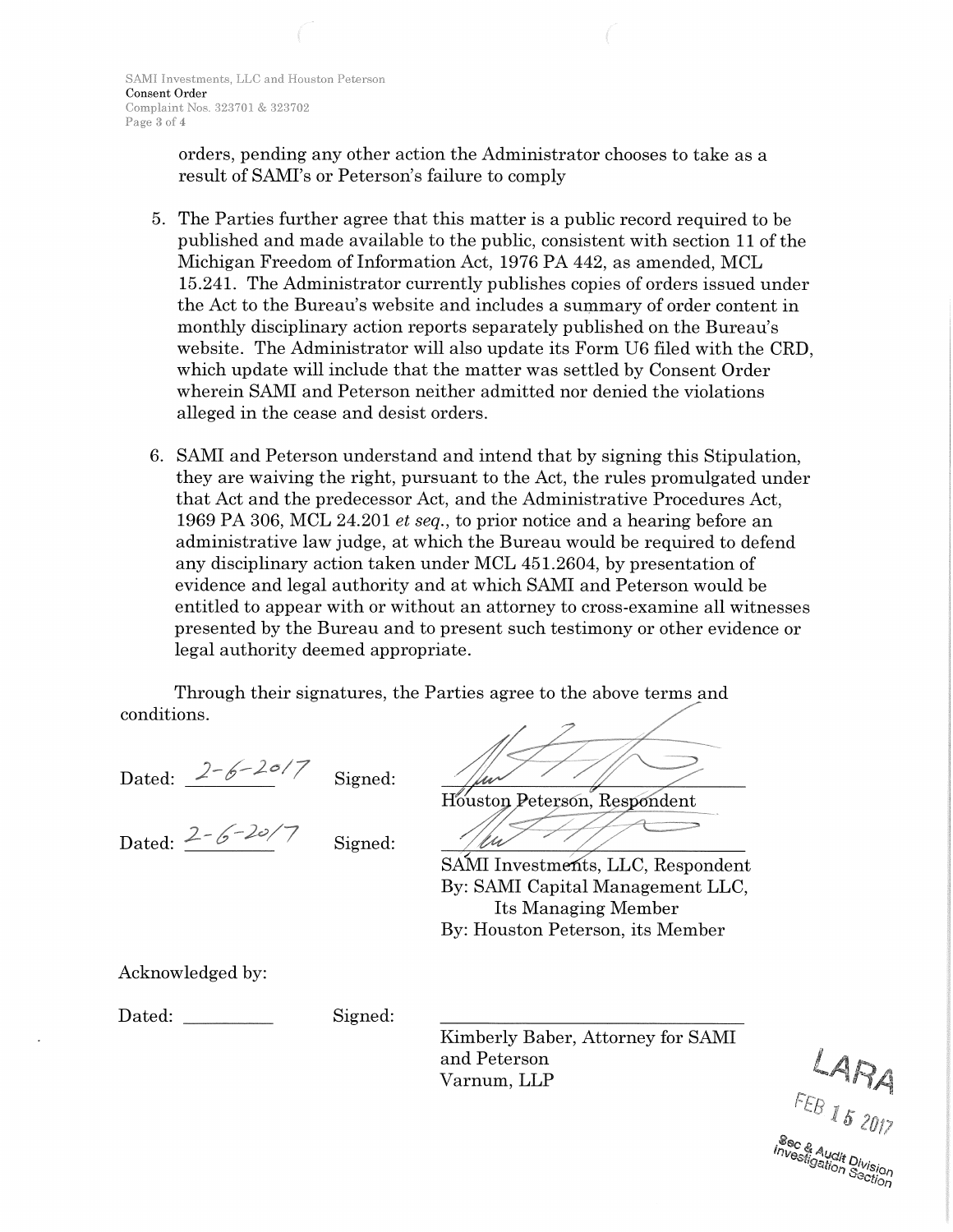orders, pending any other action the Administrator chooses to take as a result of SAMI's or Peterson's failure to comply

5. The Parties further agree that this matter is a public record required to be published and made available to the public, consistent with section 11 of the Michigan Freedom of Information Act, 1976 PA 442, as amended, MCL 15.241. The Administrator currently publishes copies of orders issued under the Act to the Bureau's website and includes a summary of order content in monthly disciplinary action reports separately published on the Bureau's website. The Administrator will also update its Form U6 filed with the CRD, which update will include that the matter was settled by Consent Order wherein SAMI and Peterson neither admitted nor denied the violations alleged in the cease and desist orders.

6. SAMI and Peterson understand and intend that by signing this Stipulation, they are waiving the right, pursuant to the Act, the rules promulgated under that Act and the predecessor Act, and the Administrative Procedures Act, 1969 PA 306, MCL 24.201 *et seq.*, to prior notice and a hearing before an administrative law judge, at which the Bureau would be required to defend any disciplinary action taken under MCL 451.2604, by presentation of evidence and legal authority and at which SAMI and Peterson would be entitled to appear with or without an attorney to cross-examine all witnesses presented by the Bureau and to present such testimony or other evidence or legal authority deemed appropriate.

Through their signatures, the Parties agree to the above terms and conditions.

Dated: 2-6-2017 Signed: ______________________
Houston Peterson, Respondent

Dated: 2-6-2017 Signed: ______________________
SAMI Investments, LLC, Respondent
By: SAMI Capital Management LLC, Its Managing Member
By: Houston Peterson, its Member

Acknowledged by:

Dated: __________ Signed: ______________________
Kimberly Baber, Attorney for SAMI and Peterson
Varnum, LLP

LARA
FEB 15 2017
Sec & Audit Division
Investigation Section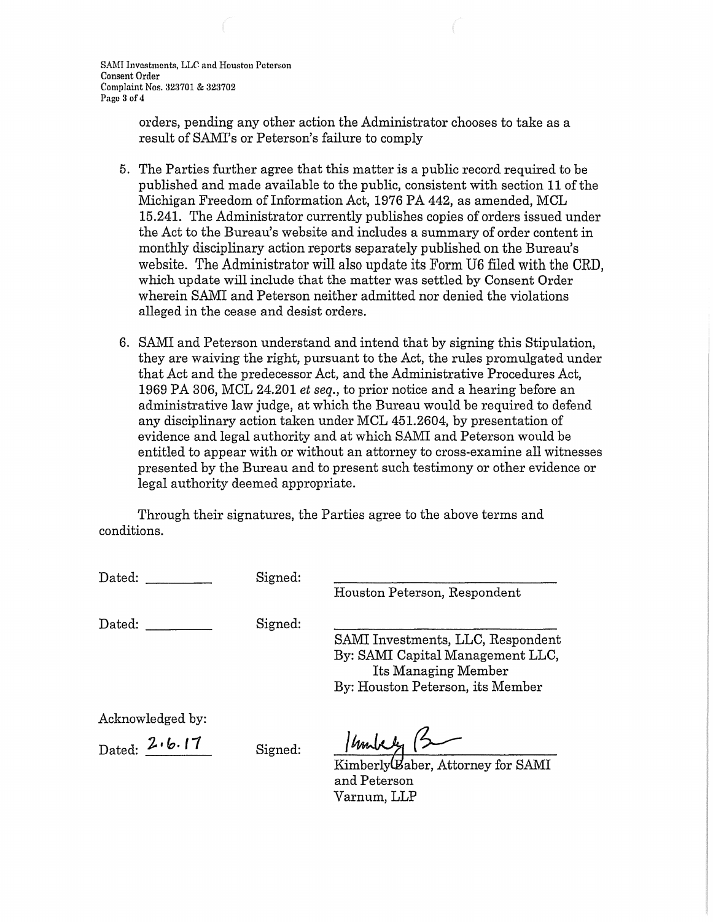orders, pending any other action the Administrator chooses to take as a result of SAMI's or Peterson's failure to comply

5. The Parties further agree that this matter is a public record required to be published and made available to the public, consistent with section 11 of the Michigan Freedom of Information Act, 1976 PA 442, as amended, MCL 15.241. The Administrator currently publishes copies of orders issued under the Act to the Bureau's website and includes a summary of order content in monthly disciplinary action reports separately published on the Bureau's website. The Administrator will also update its Form U6 filed with the CRD, which update will include that the matter was settled by Consent Order wherein SAMI and Peterson neither admitted nor denied the violations alleged in the cease and desist orders.

6. SAMI and Peterson understand and intend that by signing this Stipulation, they are waiving the right, pursuant to the Act, the rules promulgated under that Act and the predecessor Act, and the Administrative Procedures Act, 1969 PA 306, MCL 24.201 *et seq.*, to prior notice and a hearing before an administrative law judge, at which the Bureau would be required to defend any disciplinary action taken under MCL 451.2604, by presentation of evidence and legal authority and at which SAMI and Peterson would be entitled to appear with or without an attorney to cross-examine all witnesses presented by the Bureau and to present such testimony or other evidence or legal authority deemed appropriate.

Through their signatures, the Parties agree to the above terms and conditions.

Dated: __________ Signed: ______________________________
Houston Peterson, Respondent

Dated: __________ Signed: ______________________________
SAMI Investments, LLC, Respondent
By: SAMI Capital Management LLC, Its Managing Member
By: Houston Peterson, its Member

Acknowledged by:

Dated: 2.6.17 Signed: ______________________________
Kimberly Baber, Attorney for SAMI and Peterson
Varnum, LLP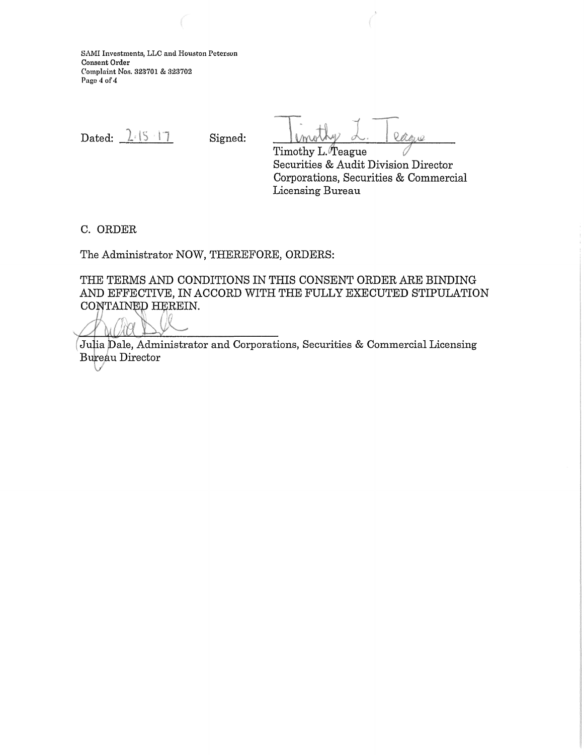Dated: 2.15.17 Signed: Timothy L. Teague

Timothy L. Teague
Securities & Audit Division Director
Corporations, Securities & Commercial
Licensing Bureau

C. ORDER

The Administrator NOW, THEREFORE, ORDERS:

THE TERMS AND CONDITIONS IN THIS CONSENT ORDER ARE BINDING AND EFFECTIVE, IN ACCORD WITH THE FULLY EXECUTED STIPULATION CONTAINED HEREIN.

Julia Dale, Administrator and Corporations, Securities & Commercial Licensing Bureau Director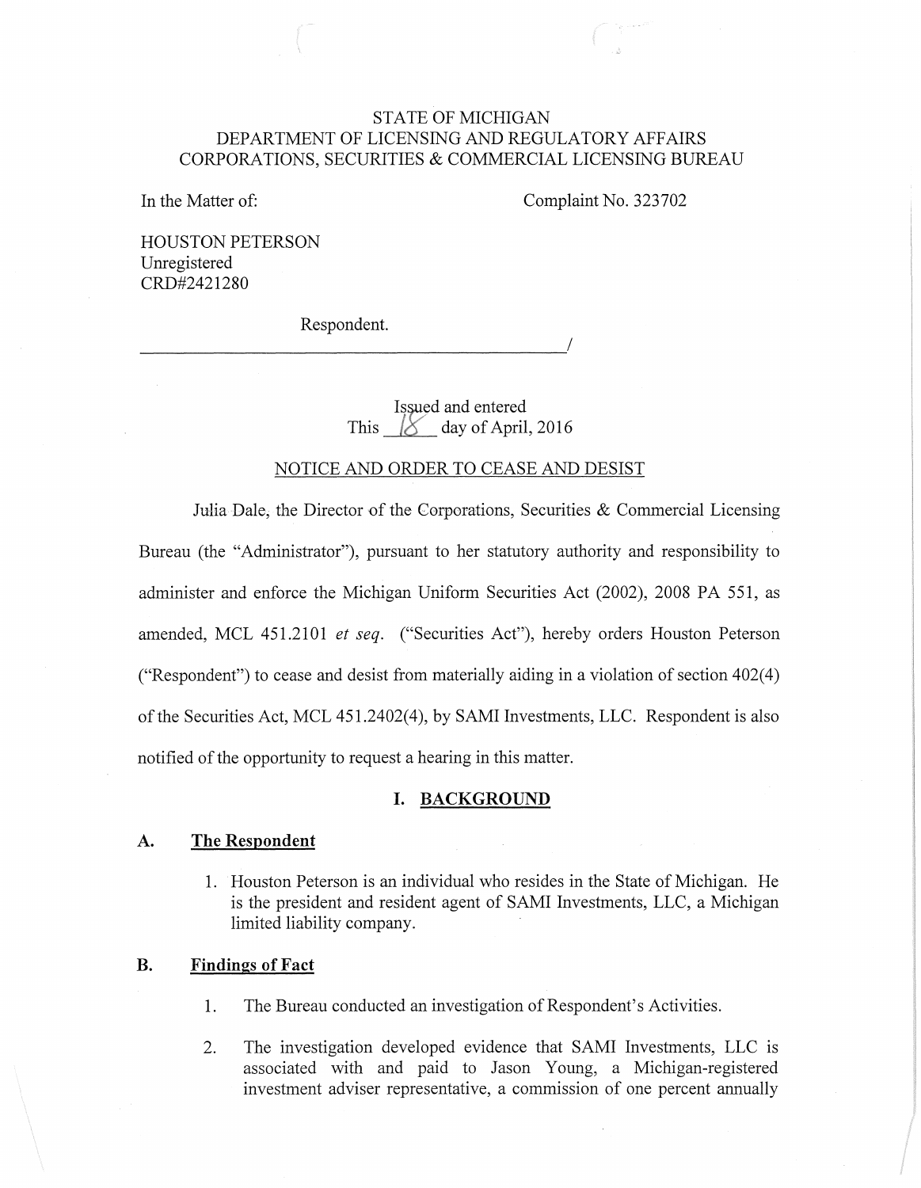STATE OF MICHIGAN
DEPARTMENT OF LICENSING AND REGULATORY AFFAIRS
CORPORATIONS, SECURITIES & COMMERCIAL LICENSING BUREAU

In the Matter of:

Complaint No. 323702

HOUSTON PETERSON
Unregistered
CRD#2421280

Respondent.
_______________________________________________/

Issued and entered
This 18 day of April, 2016

NOTICE AND ORDER TO CEASE AND DESIST

Julia Dale, the Director of the Corporations, Securities & Commercial Licensing Bureau (the "Administrator"), pursuant to her statutory authority and responsibility to administer and enforce the Michigan Uniform Securities Act (2002), 2008 PA 551, as amended, MCL 451.2101 *et seq.* ("Securities Act"), hereby orders Houston Peterson ("Respondent") to cease and desist from materially aiding in a violation of section 402(4) of the Securities Act, MCL 451.2402(4), by SAMI Investments, LLC. Respondent is also notified of the opportunity to request a hearing in this matter.

## I. BACKGROUND

### A. The Respondent

1. Houston Peterson is an individual who resides in the State of Michigan. He is the president and resident agent of SAMI Investments, LLC, a Michigan limited liability company.

### B. Findings of Fact

1. The Bureau conducted an investigation of Respondent's Activities.

2. The investigation developed evidence that SAMI Investments, LLC is associated with and paid to Jason Young, a Michigan-registered investment adviser representative, a commission of one percent annually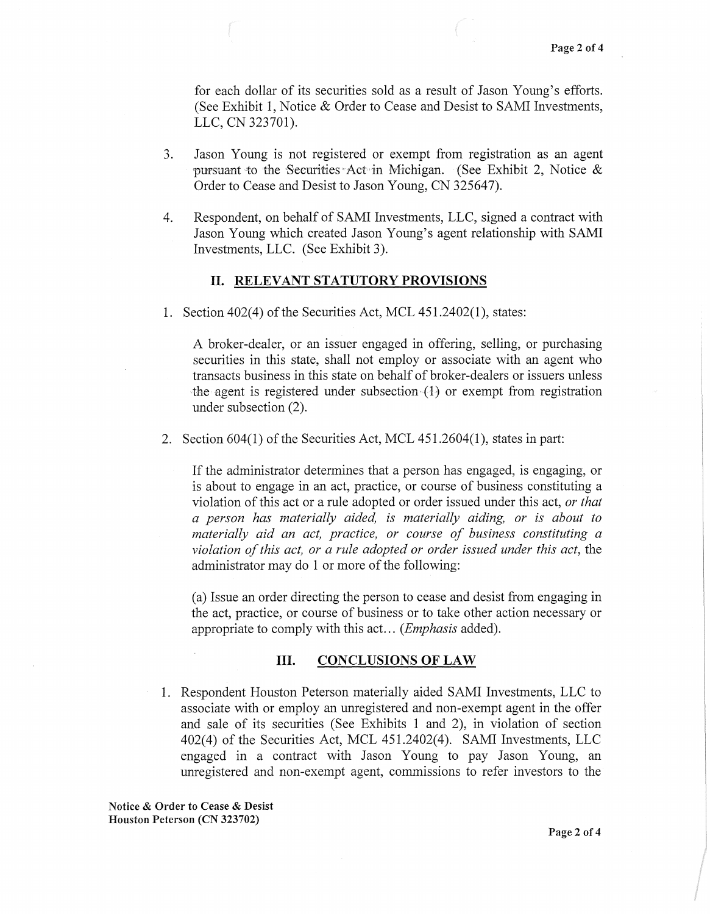for each dollar of its securities sold as a result of Jason Young's efforts. (See Exhibit 1, Notice & Order to Cease and Desist to SAMI Investments, LLC, CN 323701).

3. Jason Young is not registered or exempt from registration as an agent pursuant to the Securities Act in Michigan. (See Exhibit 2, Notice & Order to Cease and Desist to Jason Young, CN 325647).

4. Respondent, on behalf of SAMI Investments, LLC, signed a contract with Jason Young which created Jason Young's agent relationship with SAMI Investments, LLC. (See Exhibit 3).

## II. RELEVANT STATUTORY PROVISIONS

1. Section 402(4) of the Securities Act, MCL 451.2402(1), states:

   A broker-dealer, or an issuer engaged in offering, selling, or purchasing securities in this state, shall not employ or associate with an agent who transacts business in this state on behalf of broker-dealers or issuers unless the agent is registered under subsection (1) or exempt from registration under subsection (2).

2. Section 604(1) of the Securities Act, MCL 451.2604(1), states in part:

   If the administrator determines that a person has engaged, is engaging, or is about to engage in an act, practice, or course of business constituting a violation of this act or a rule adopted or order issued under this act, *or that a person has materially aided, is materially aiding, or is about to materially aid an act, practice, or course of business constituting a violation of this act, or a rule adopted or order issued under this act*, the administrator may do 1 or more of the following:

   (a) Issue an order directing the person to cease and desist from engaging in the act, practice, or course of business or to take other action necessary or appropriate to comply with this act… (*Emphasis* added).

## III. CONCLUSIONS OF LAW

1. Respondent Houston Peterson materially aided SAMI Investments, LLC to associate with or employ an unregistered and non-exempt agent in the offer and sale of its securities (See Exhibits 1 and 2), in violation of section 402(4) of the Securities Act, MCL 451.2402(4). SAMI Investments, LLC engaged in a contract with Jason Young to pay Jason Young, an unregistered and non-exempt agent, commissions to refer investors to the

**Notice & Order to Cease & Desist**
**Houston Peterson (CN 323702)**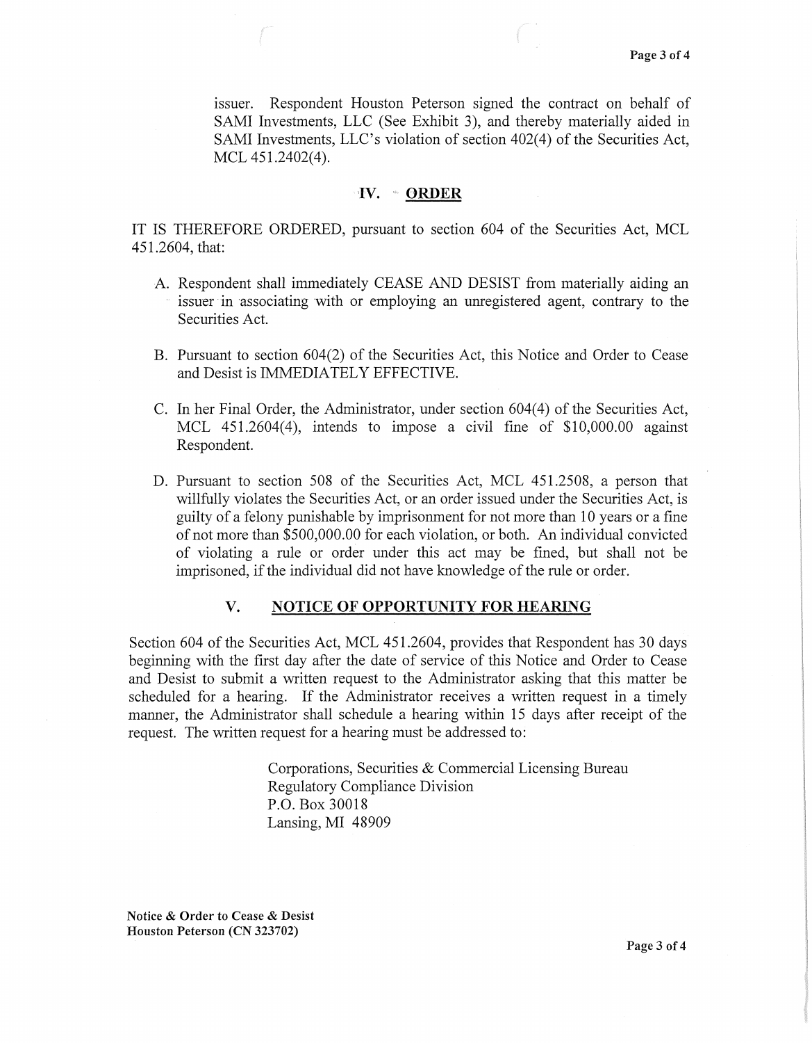issuer. Respondent Houston Peterson signed the contract on behalf of SAMI Investments, LLC (See Exhibit 3), and thereby materially aided in SAMI Investments, LLC's violation of section 402(4) of the Securities Act, MCL 451.2402(4).

## IV. ORDER

IT IS THEREFORE ORDERED, pursuant to section 604 of the Securities Act, MCL 451.2604, that:

A. Respondent shall immediately CEASE AND DESIST from materially aiding an issuer in associating with or employing an unregistered agent, contrary to the Securities Act.

B. Pursuant to section 604(2) of the Securities Act, this Notice and Order to Cease and Desist is IMMEDIATELY EFFECTIVE.

C. In her Final Order, the Administrator, under section 604(4) of the Securities Act, MCL 451.2604(4), intends to impose a civil fine of $10,000.00 against Respondent.

D. Pursuant to section 508 of the Securities Act, MCL 451.2508, a person that willfully violates the Securities Act, or an order issued under the Securities Act, is guilty of a felony punishable by imprisonment for not more than 10 years or a fine of not more than $500,000.00 for each violation, or both. An individual convicted of violating a rule or order under this act may be fined, but shall not be imprisoned, if the individual did not have knowledge of the rule or order.

## V. NOTICE OF OPPORTUNITY FOR HEARING

Section 604 of the Securities Act, MCL 451.2604, provides that Respondent has 30 days beginning with the first day after the date of service of this Notice and Order to Cease and Desist to submit a written request to the Administrator asking that this matter be scheduled for a hearing. If the Administrator receives a written request in a timely manner, the Administrator shall schedule a hearing within 15 days after receipt of the request. The written request for a hearing must be addressed to:

Corporations, Securities & Commercial Licensing Bureau
Regulatory Compliance Division
P.O. Box 30018
Lansing, MI 48909

**Notice & Order to Cease & Desist**
**Houston Peterson (CN 323702)**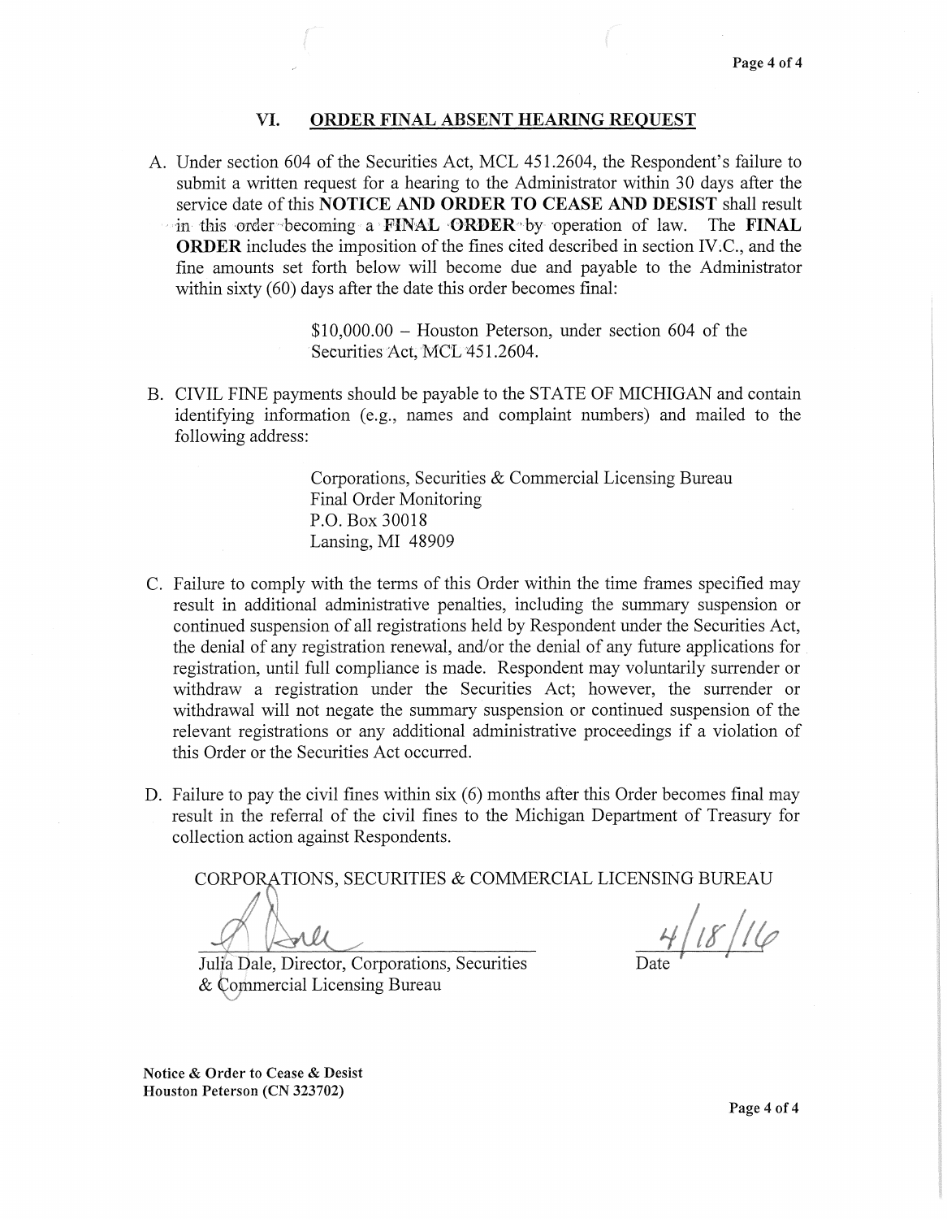## VI. ORDER FINAL ABSENT HEARING REQUEST

A. Under section 604 of the Securities Act, MCL 451.2604, the Respondent's failure to submit a written request for a hearing to the Administrator within 30 days after the service date of this **NOTICE AND ORDER TO CEASE AND DESIST** shall result in this order becoming a **FINAL ORDER** by operation of law. The **FINAL ORDER** includes the imposition of the fines cited described in section IV.C., and the fine amounts set forth below will become due and payable to the Administrator within sixty (60) days after the date this order becomes final:

> $10,000.00 – Houston Peterson, under section 604 of the Securities Act, MCL 451.2604.

B. CIVIL FINE payments should be payable to the STATE OF MICHIGAN and contain identifying information (e.g., names and complaint numbers) and mailed to the following address:

> Corporations, Securities & Commercial Licensing Bureau
> Final Order Monitoring
> P.O. Box 30018
> Lansing, MI 48909

C. Failure to comply with the terms of this Order within the time frames specified may result in additional administrative penalties, including the summary suspension or continued suspension of all registrations held by Respondent under the Securities Act, the denial of any registration renewal, and/or the denial of any future applications for registration, until full compliance is made. Respondent may voluntarily surrender or withdraw a registration under the Securities Act; however, the surrender or withdrawal will not negate the summary suspension or continued suspension of the relevant registrations or any additional administrative proceedings if a violation of this Order or the Securities Act occurred.

D. Failure to pay the civil fines within six (6) months after this Order becomes final may result in the referral of the civil fines to the Michigan Department of Treasury for collection action against Respondents.

CORPORATIONS, SECURITIES & COMMERCIAL LICENSING BUREAU

Julia Dale, Director, Corporations, Securities & Commercial Licensing Bureau

Date: 4/18/16

**Notice & Order to Cease & Desist**
**Houston Peterson (CN 323702)**